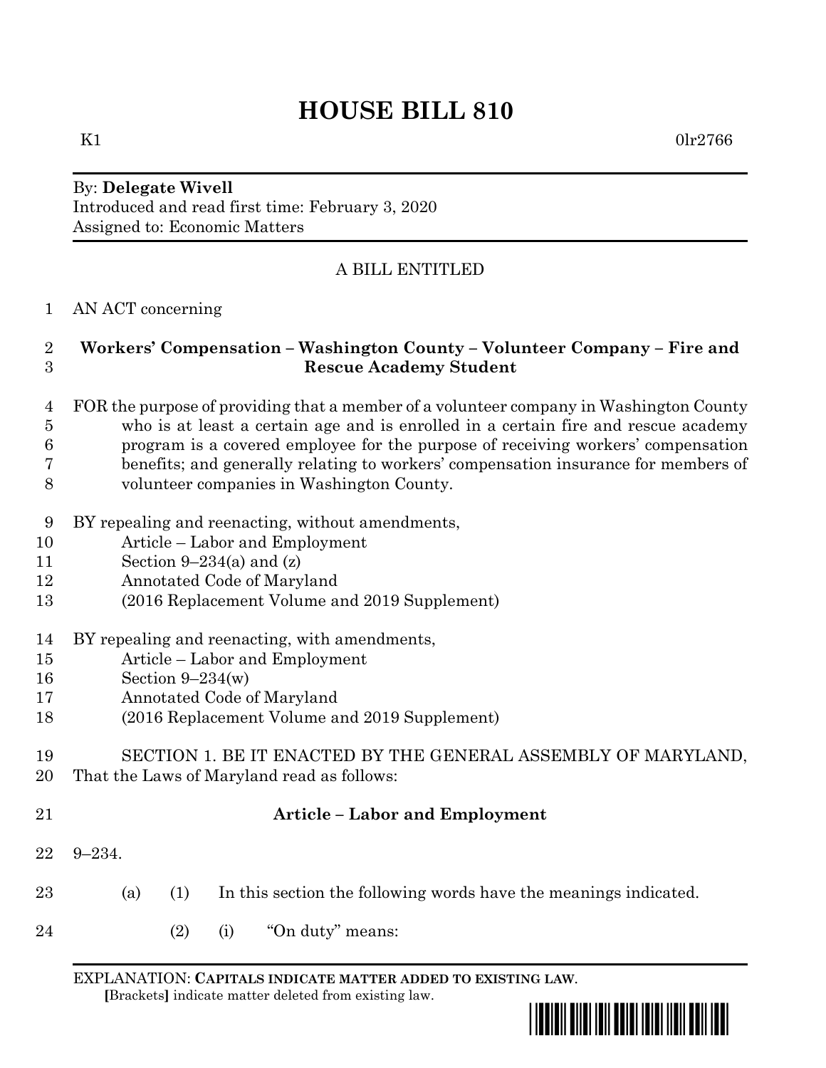# HOUSE BILL 810

K1 0lr2766

By: **Delegate Wivell**
Introduced and read first time: February 3, 2020
Assigned to: Economic Matters

A BILL ENTITLED

1 AN ACT concerning

2 **Workers' Compensation – Washington County – Volunteer Company – Fire and**
3 **Rescue Academy Student**

4 FOR the purpose of providing that a member of a volunteer company in Washington County
5 who is at least a certain age and is enrolled in a certain fire and rescue academy
6 program is a covered employee for the purpose of receiving workers' compensation
7 benefits; and generally relating to workers' compensation insurance for members of
8 volunteer companies in Washington County.

9 BY repealing and reenacting, without amendments,
10 Article – Labor and Employment
11 Section 9–234(a) and (z)
12 Annotated Code of Maryland
13 (2016 Replacement Volume and 2019 Supplement)

14 BY repealing and reenacting, with amendments,
15 Article – Labor and Employment
16 Section 9–234(w)
17 Annotated Code of Maryland
18 (2016 Replacement Volume and 2019 Supplement)

19 SECTION 1. BE IT ENACTED BY THE GENERAL ASSEMBLY OF MARYLAND,
20 That the Laws of Maryland read as follows:

21 **Article – Labor and Employment**

22 9–234.

23 (a) (1) In this section the following words have the meanings indicated.

24 (2) (i) "On duty" means:

EXPLANATION: **CAPITALS INDICATE MATTER ADDED TO EXISTING LAW**.
**[**Brackets**]** indicate matter deleted from existing law.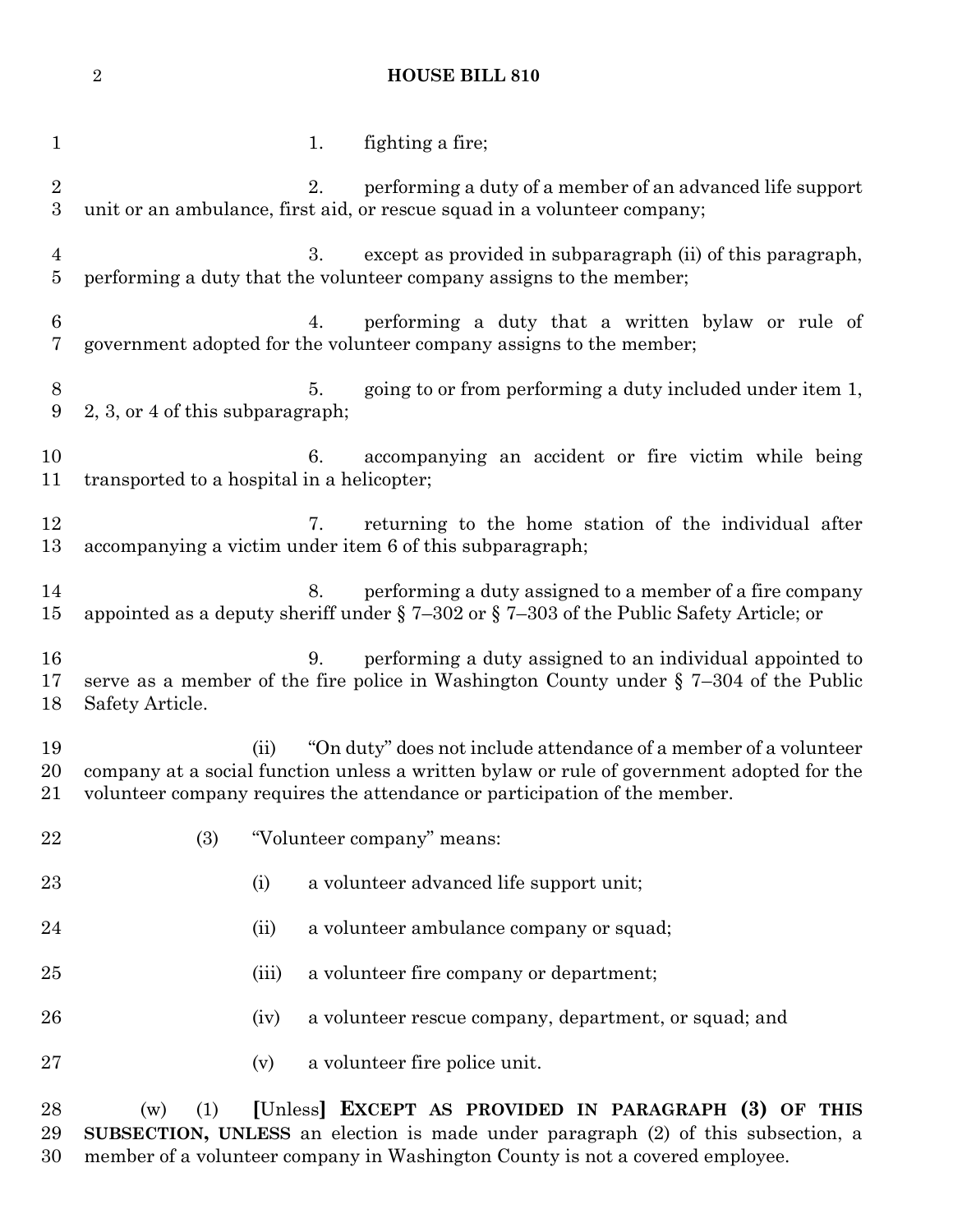1. fighting a fire;

2. performing a duty of a member of an advanced life support unit or an ambulance, first aid, or rescue squad in a volunteer company;

3. except as provided in subparagraph (ii) of this paragraph, performing a duty that the volunteer company assigns to the member;

4. performing a duty that a written bylaw or rule of government adopted for the volunteer company assigns to the member;

5. going to or from performing a duty included under item 1, 2, 3, or 4 of this subparagraph;

6. accompanying an accident or fire victim while being transported to a hospital in a helicopter;

7. returning to the home station of the individual after accompanying a victim under item 6 of this subparagraph;

8. performing a duty assigned to a member of a fire company appointed as a deputy sheriff under § 7–302 or § 7–303 of the Public Safety Article; or

9. performing a duty assigned to an individual appointed to serve as a member of the fire police in Washington County under § 7–304 of the Public Safety Article.

(ii) "On duty" does not include attendance of a member of a volunteer company at a social function unless a written bylaw or rule of government adopted for the volunteer company requires the attendance or participation of the member.

(3) "Volunteer company" means:

(i) a volunteer advanced life support unit;

(ii) a volunteer ambulance company or squad;

(iii) a volunteer fire company or department;

(iv) a volunteer rescue company, department, or squad; and

(v) a volunteer fire police unit.

(w) (1) **[**Unless**] EXCEPT AS PROVIDED IN PARAGRAPH (3) OF THIS SUBSECTION, UNLESS** an election is made under paragraph (2) of this subsection, a member of a volunteer company in Washington County is not a covered employee.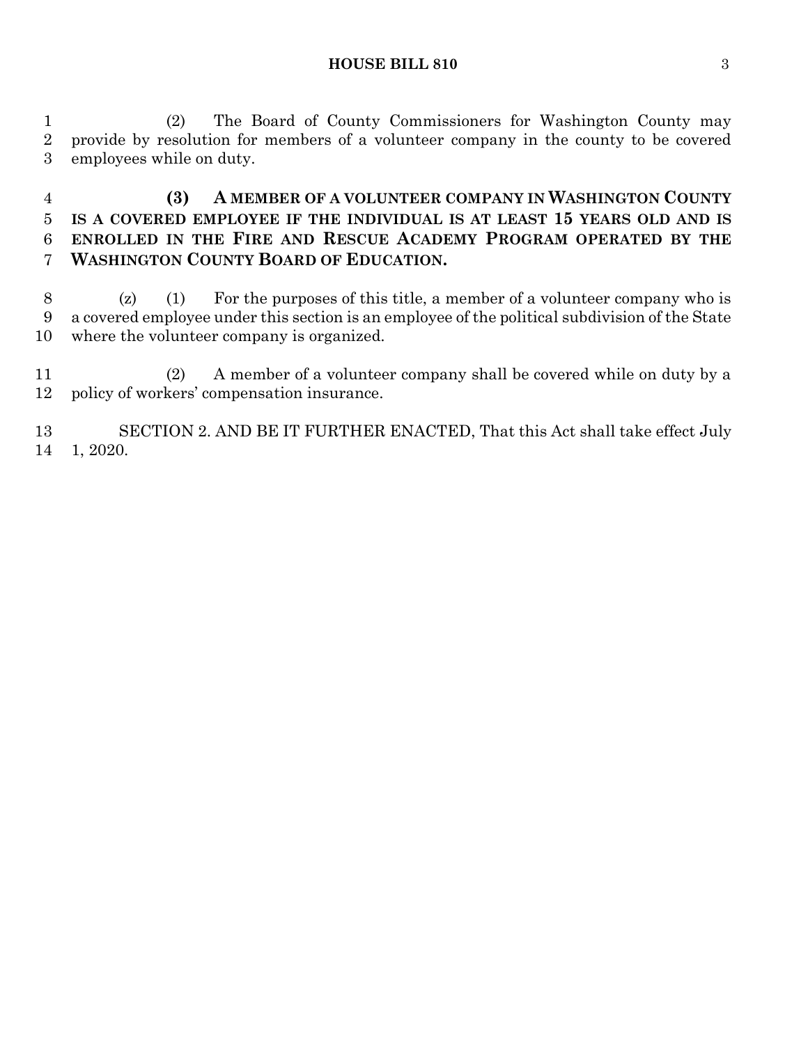(2) The Board of County Commissioners for Washington County may provide by resolution for members of a volunteer company in the county to be covered employees while on duty.

**(3) A MEMBER OF A VOLUNTEER COMPANY IN WASHINGTON COUNTY IS A COVERED EMPLOYEE IF THE INDIVIDUAL IS AT LEAST 15 YEARS OLD AND IS ENROLLED IN THE FIRE AND RESCUE ACADEMY PROGRAM OPERATED BY THE WASHINGTON COUNTY BOARD OF EDUCATION.**

(z) (1) For the purposes of this title, a member of a volunteer company who is a covered employee under this section is an employee of the political subdivision of the State where the volunteer company is organized.

(2) A member of a volunteer company shall be covered while on duty by a policy of workers' compensation insurance.

SECTION 2. AND BE IT FURTHER ENACTED, That this Act shall take effect July 1, 2020.